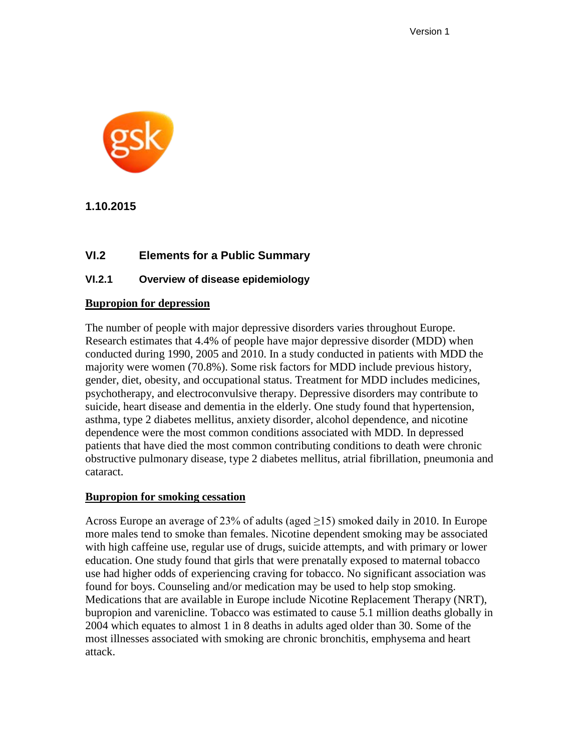Version 1

1.10.2015

## VI.2 Elements for a Public Summary

### VI.2.1 Overview of disease epidemiology

**Bupropion for depression**

The number of people with major depressive disorders varies throughout Europe. Research estimates that 4.4% of people have major depressive disorder (MDD) when conducted during 1990, 2005 and 2010. In a study conducted in patients with MDD the majority were women (70.8%). Some risk factors for MDD include previous history, gender, diet, obesity, and occupational status. Treatment for MDD includes medicines, psychotherapy, and electroconvulsive therapy. Depressive disorders may contribute to suicide, heart disease and dementia in the elderly. One study found that hypertension, asthma, type 2 diabetes mellitus, anxiety disorder, alcohol dependence, and nicotine dependence were the most common conditions associated with MDD. In depressed patients that have died the most common contributing conditions to death were chronic obstructive pulmonary disease, type 2 diabetes mellitus, atrial fibrillation, pneumonia and cataract.

**Bupropion for smoking cessation**

Across Europe an average of 23% of adults (aged ≥15) smoked daily in 2010. In Europe more males tend to smoke than females. Nicotine dependent smoking may be associated with high caffeine use, regular use of drugs, suicide attempts, and with primary or lower education. One study found that girls that were prenatally exposed to maternal tobacco use had higher odds of experiencing craving for tobacco. No significant association was found for boys. Counseling and/or medication may be used to help stop smoking. Medications that are available in Europe include Nicotine Replacement Therapy (NRT), bupropion and varenicline. Tobacco was estimated to cause 5.1 million deaths globally in 2004 which equates to almost 1 in 8 deaths in adults aged older than 30. Some of the most illnesses associated with smoking are chronic bronchitis, emphysema and heart attack.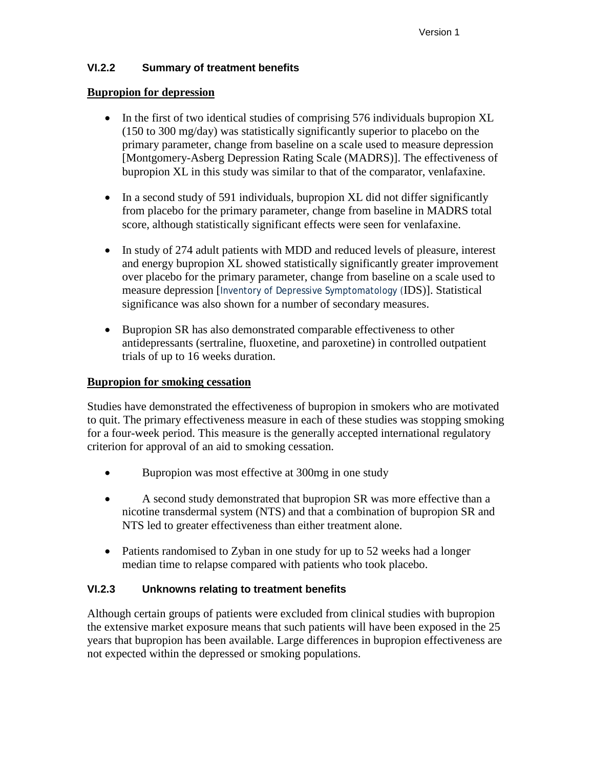### VI.2.2 Summary of treatment benefits

**Bupropion for depression**

- In the first of two identical studies of comprising 576 individuals bupropion XL (150 to 300 mg/day) was statistically significantly superior to placebo on the primary parameter, change from baseline on a scale used to measure depression [Montgomery-Asberg Depression Rating Scale (MADRS)]. The effectiveness of bupropion XL in this study was similar to that of the comparator, venlafaxine.

- In a second study of 591 individuals, bupropion XL did not differ significantly from placebo for the primary parameter, change from baseline in MADRS total score, although statistically significant effects were seen for venlafaxine.

- In study of 274 adult patients with MDD and reduced levels of pleasure, interest and energy bupropion XL showed statistically significantly greater improvement over placebo for the primary parameter, change from baseline on a scale used to measure depression [Inventory of Depressive Symptomatology (IDS)]. Statistical significance was also shown for a number of secondary measures.

- Bupropion SR has also demonstrated comparable effectiveness to other antidepressants (sertraline, fluoxetine, and paroxetine) in controlled outpatient trials of up to 16 weeks duration.

**Bupropion for smoking cessation**

Studies have demonstrated the effectiveness of bupropion in smokers who are motivated to quit. The primary effectiveness measure in each of these studies was stopping smoking for a four-week period. This measure is the generally accepted international regulatory criterion for approval of an aid to smoking cessation.

- Bupropion was most effective at 300mg in one study

- A second study demonstrated that bupropion SR was more effective than a nicotine transdermal system (NTS) and that a combination of bupropion SR and NTS led to greater effectiveness than either treatment alone.

- Patients randomised to Zyban in one study for up to 52 weeks had a longer median time to relapse compared with patients who took placebo.

### VI.2.3 Unknowns relating to treatment benefits

Although certain groups of patients were excluded from clinical studies with bupropion the extensive market exposure means that such patients will have been exposed in the 25 years that bupropion has been available. Large differences in bupropion effectiveness are not expected within the depressed or smoking populations.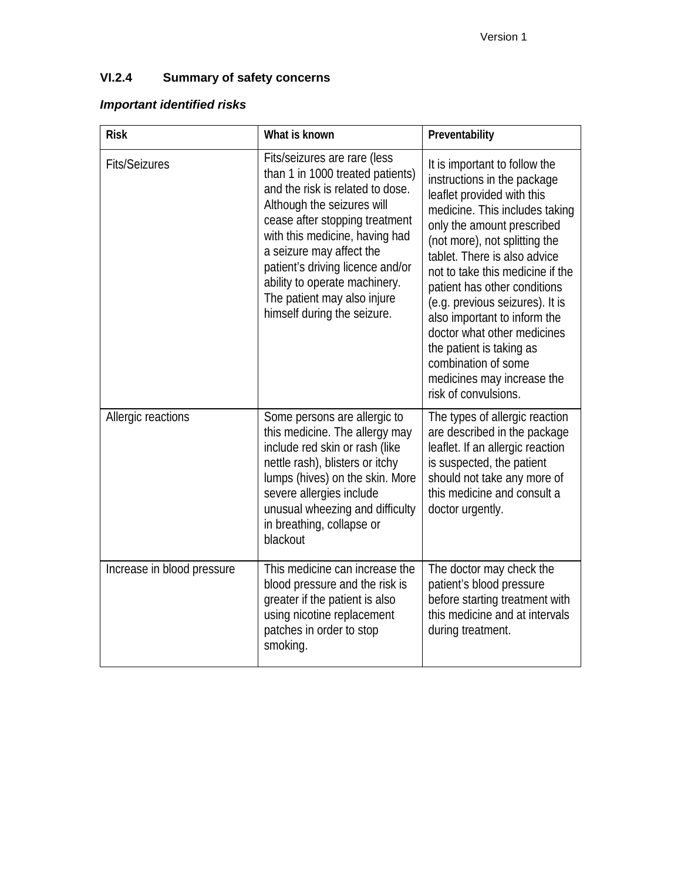### VI.2.4 Summary of safety concerns

***Important identified risks***

| Risk | What is known | Preventability |
|---|---|---|
| Fits/Seizures | Fits/seizures are rare (less than 1 in 1000 treated patients) and the risk is related to dose. Although the seizures will cease after stopping treatment with this medicine, having had a seizure may affect the patient's driving licence and/or ability to operate machinery. The patient may also injure himself during the seizure. | It is important to follow the instructions in the package leaflet provided with this medicine. This includes taking only the amount prescribed (not more), not splitting the tablet. There is also advice not to take this medicine if the patient has other conditions (e.g. previous seizures). It is also important to inform the doctor what other medicines the patient is taking as combination of some medicines may increase the risk of convulsions. |
| Allergic reactions | Some persons are allergic to this medicine. The allergy may include red skin or rash (like nettle rash), blisters or itchy lumps (hives) on the skin. More severe allergies include unusual wheezing and difficulty in breathing, collapse or blackout | The types of allergic reaction are described in the package leaflet. If an allergic reaction is suspected, the patient should not take any more of this medicine and consult a doctor urgently. |
| Increase in blood pressure | This medicine can increase the blood pressure and the risk is greater if the patient is also using nicotine replacement patches in order to stop smoking. | The doctor may check the patient's blood pressure before starting treatment with this medicine and at intervals during treatment. |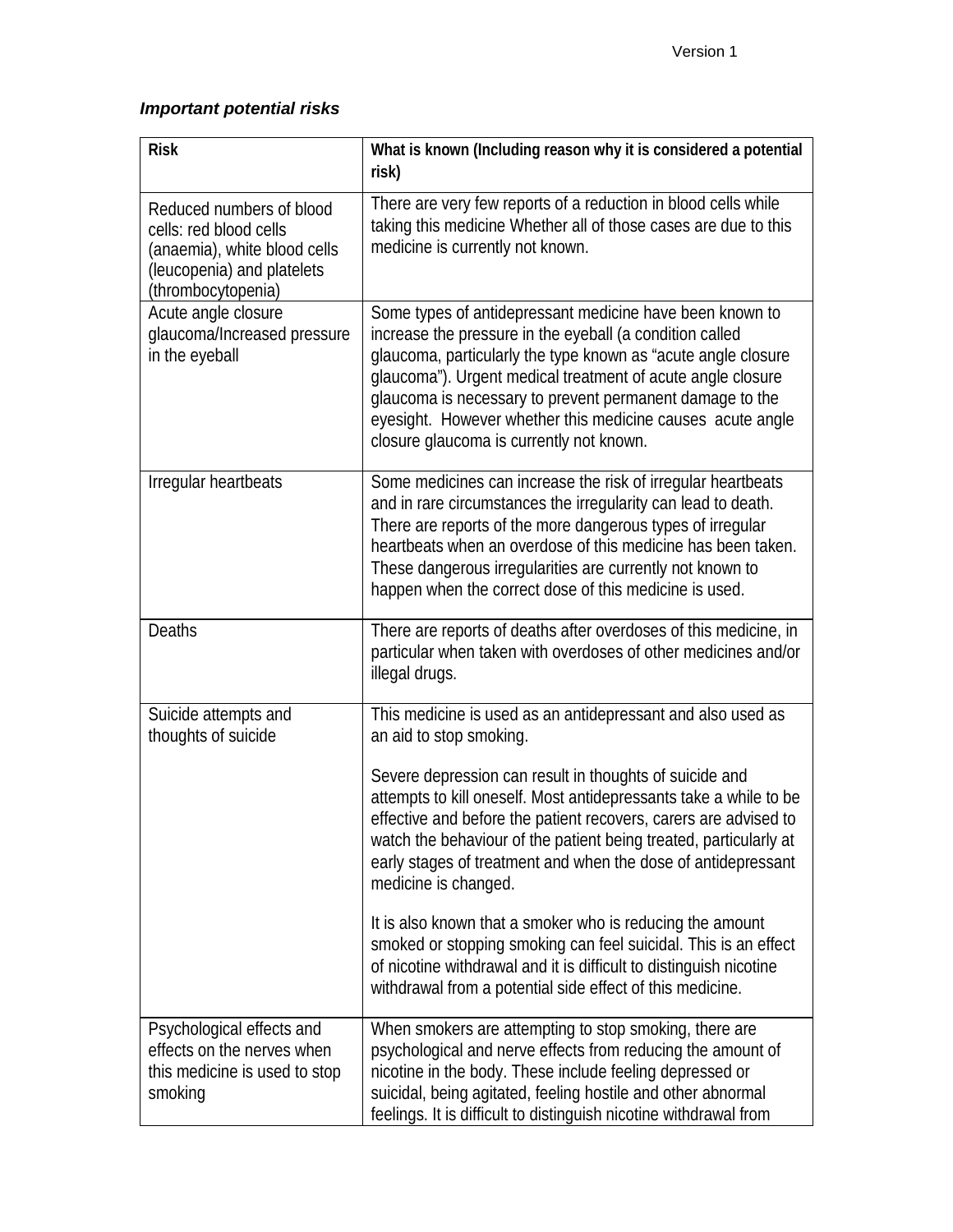### *Important potential risks*

| Risk | What is known (Including reason why it is considered a potential risk) |
|---|---|
| Reduced numbers of blood cells: red blood cells (anaemia), white blood cells (leucopenia) and platelets (thrombocytopenia) | There are very few reports of a reduction in blood cells while taking this medicine Whether all of those cases are due to this medicine is currently not known. |
| Acute angle closure glaucoma/Increased pressure in the eyeball | Some types of antidepressant medicine have been known to increase the pressure in the eyeball (a condition called glaucoma, particularly the type known as "acute angle closure glaucoma"). Urgent medical treatment of acute angle closure glaucoma is necessary to prevent permanent damage to the eyesight. However whether this medicine causes acute angle closure glaucoma is currently not known. |
| Irregular heartbeats | Some medicines can increase the risk of irregular heartbeats and in rare circumstances the irregularity can lead to death. There are reports of the more dangerous types of irregular heartbeats when an overdose of this medicine has been taken. These dangerous irregularities are currently not known to happen when the correct dose of this medicine is used. |
| Deaths | There are reports of deaths after overdoses of this medicine, in particular when taken with overdoses of other medicines and/or illegal drugs. |
| Suicide attempts and thoughts of suicide | This medicine is used as an antidepressant and also used as an aid to stop smoking.<br><br>Severe depression can result in thoughts of suicide and attempts to kill oneself. Most antidepressants take a while to be effective and before the patient recovers, carers are advised to watch the behaviour of the patient being treated, particularly at early stages of treatment and when the dose of antidepressant medicine is changed.<br><br>It is also known that a smoker who is reducing the amount smoked or stopping smoking can feel suicidal. This is an effect of nicotine withdrawal and it is difficult to distinguish nicotine withdrawal from a potential side effect of this medicine. |
| Psychological effects and effects on the nerves when this medicine is used to stop smoking | When smokers are attempting to stop smoking, there are psychological and nerve effects from reducing the amount of nicotine in the body. These include feeling depressed or suicidal, being agitated, feeling hostile and other abnormal feelings. It is difficult to distinguish nicotine withdrawal from |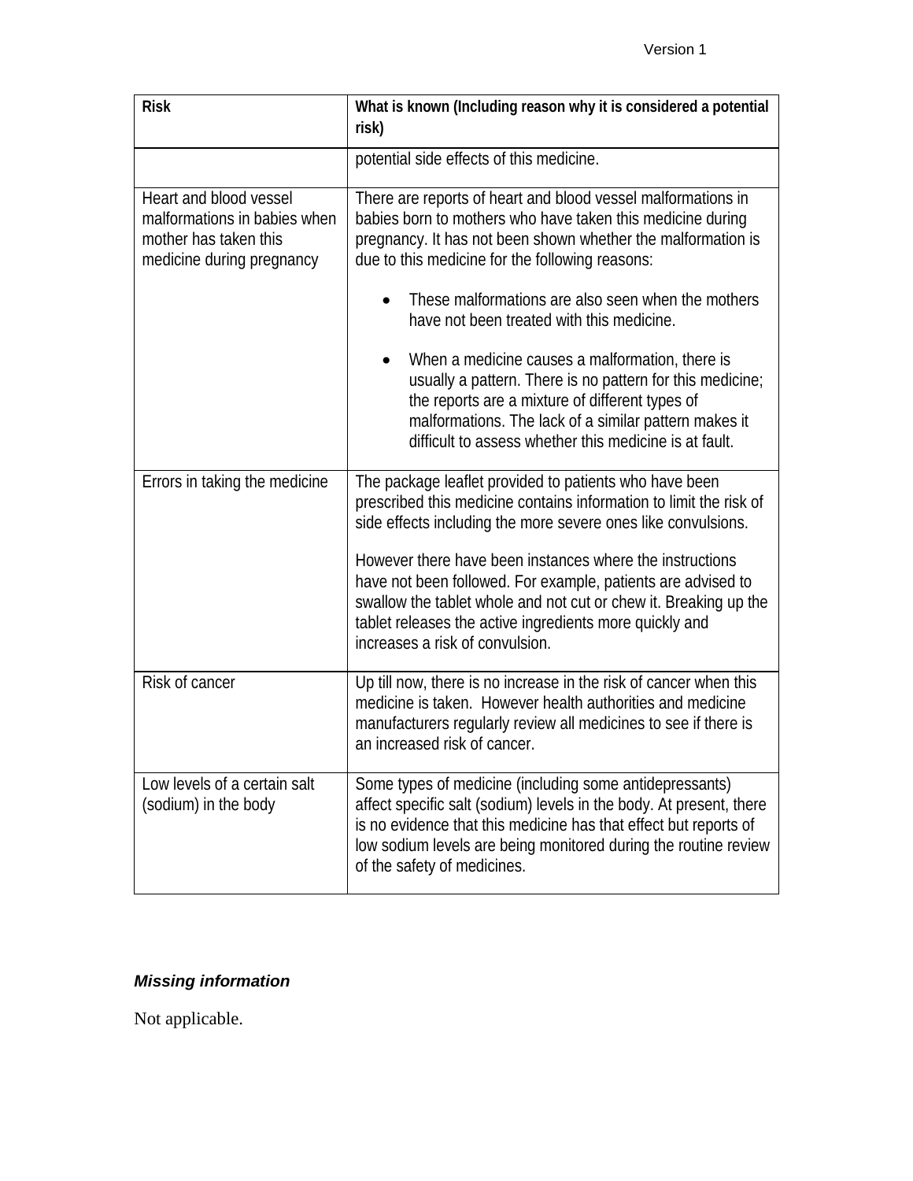| Risk | What is known (Including reason why it is considered a potential risk) |
|---|---|
| | potential side effects of this medicine. |
| Heart and blood vessel malformations in babies when mother has taken this medicine during pregnancy | There are reports of heart and blood vessel malformations in babies born to mothers who have taken this medicine during pregnancy. It has not been shown whether the malformation is due to this medicine for the following reasons:<br>• These malformations are also seen when the mothers have not been treated with this medicine.<br>• When a medicine causes a malformation, there is usually a pattern. There is no pattern for this medicine; the reports are a mixture of different types of malformations. The lack of a similar pattern makes it difficult to assess whether this medicine is at fault. |
| Errors in taking the medicine | The package leaflet provided to patients who have been prescribed this medicine contains information to limit the risk of side effects including the more severe ones like convulsions.<br><br>However there have been instances where the instructions have not been followed. For example, patients are advised to swallow the tablet whole and not cut or chew it. Breaking up the tablet releases the active ingredients more quickly and increases a risk of convulsion. |
| Risk of cancer | Up till now, there is no increase in the risk of cancer when this medicine is taken. However health authorities and medicine manufacturers regularly review all medicines to see if there is an increased risk of cancer. |
| Low levels of a certain salt (sodium) in the body | Some types of medicine (including some antidepressants) affect specific salt (sodium) levels in the body. At present, there is no evidence that this medicine has that effect but reports of low sodium levels are being monitored during the routine review of the safety of medicines. |

***Missing information***

Not applicable.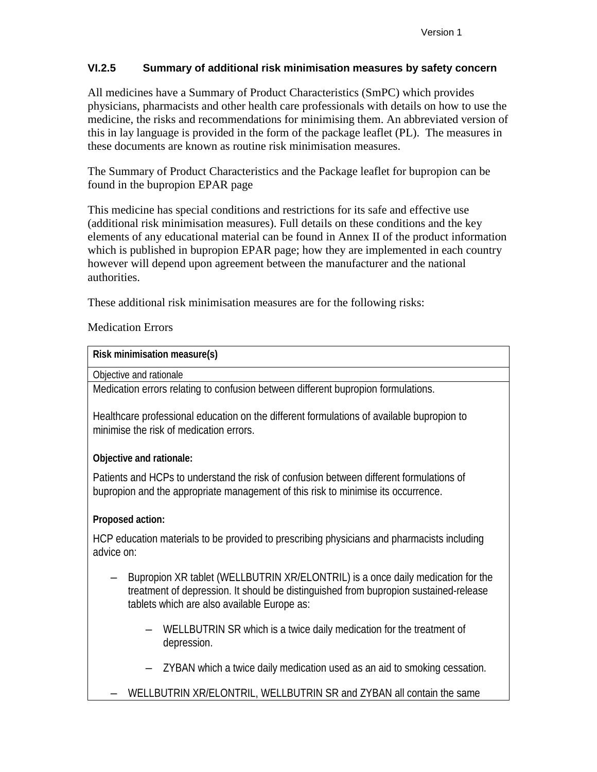### VI.2.5 Summary of additional risk minimisation measures by safety concern

All medicines have a Summary of Product Characteristics (SmPC) which provides physicians, pharmacists and other health care professionals with details on how to use the medicine, the risks and recommendations for minimising them. An abbreviated version of this in lay language is provided in the form of the package leaflet (PL). The measures in these documents are known as routine risk minimisation measures.

The Summary of Product Characteristics and the Package leaflet for bupropion can be found in the bupropion EPAR page

This medicine has special conditions and restrictions for its safe and effective use (additional risk minimisation measures). Full details on these conditions and the key elements of any educational material can be found in Annex II of the product information which is published in bupropion EPAR page; how they are implemented in each country however will depend upon agreement between the manufacturer and the national authorities.

These additional risk minimisation measures are for the following risks:

Medication Errors

| **Risk minimisation measure(s)** |
|---|
| Objective and rationale |
| Medication errors relating to confusion between different bupropion formulations.<br><br>Healthcare professional education on the different formulations of available bupropion to minimise the risk of medication errors.<br><br>**Objective and rationale:**<br><br>Patients and HCPs to understand the risk of confusion between different formulations of bupropion and the appropriate management of this risk to minimise its occurrence.<br><br>**Proposed action:**<br><br>HCP education materials to be provided to prescribing physicians and pharmacists including advice on:<br><br>– Bupropion XR tablet (WELLBUTRIN XR/ELONTRIL) is a once daily medication for the treatment of depression. It should be distinguished from bupropion sustained-release tablets which are also available Europe as:<br><br>&nbsp;&nbsp;&nbsp;&nbsp;– WELLBUTRIN SR which is a twice daily medication for the treatment of depression.<br><br>&nbsp;&nbsp;&nbsp;&nbsp;– ZYBAN which a twice daily medication used as an aid to smoking cessation.<br><br>– WELLBUTRIN XR/ELONTRIL, WELLBUTRIN SR and ZYBAN all contain the same |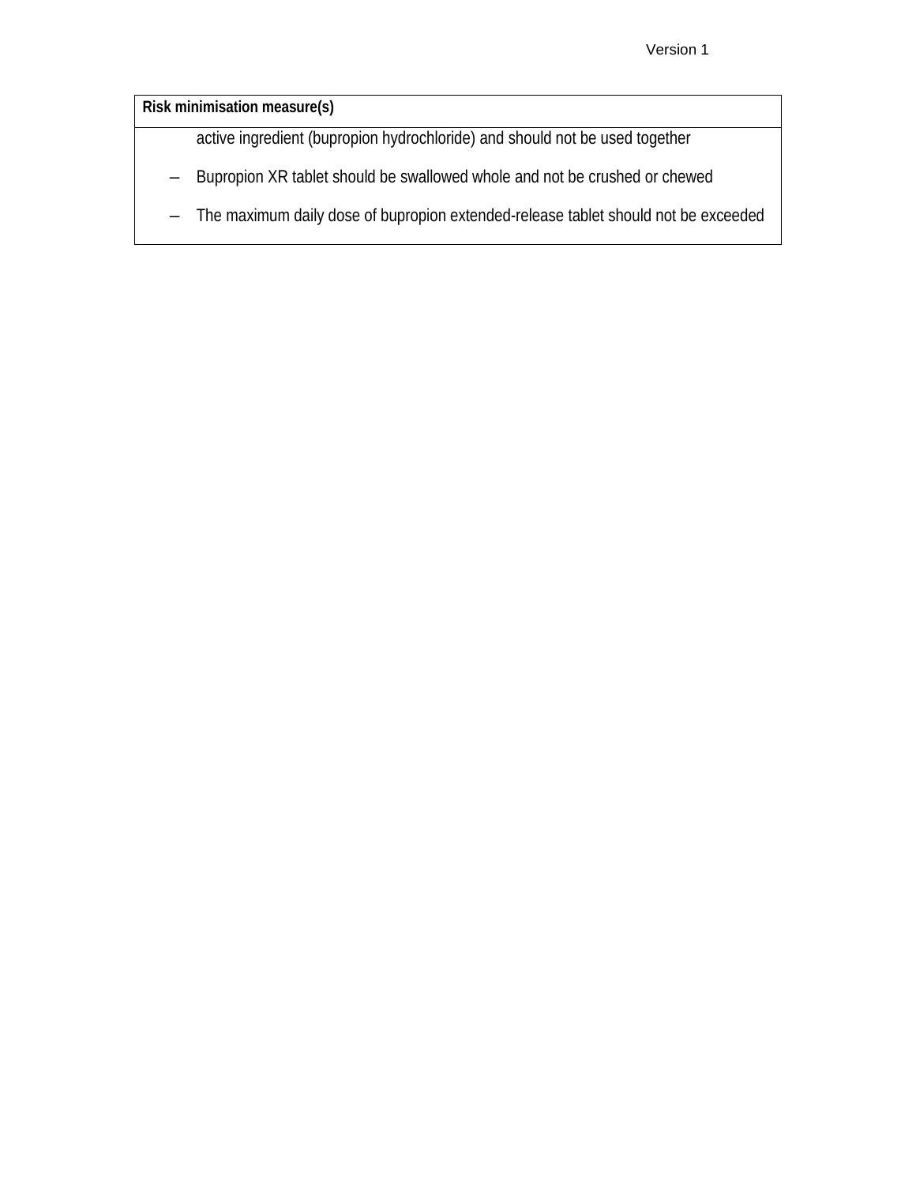| Risk minimisation measure(s) |
| --- |
| active ingredient (bupropion hydrochloride) and should not be used together<br><br>– Bupropion XR tablet should be swallowed whole and not be crushed or chewed<br><br>– The maximum daily dose of bupropion extended-release tablet should not be exceeded |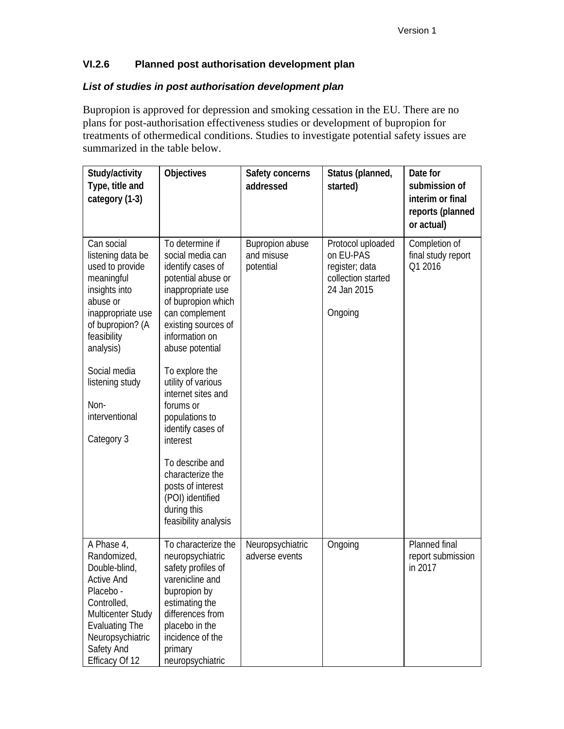### VI.2.6 Planned post authorisation development plan

***List of studies in post authorisation development plan***

Bupropion is approved for depression and smoking cessation in the EU. There are no plans for post-authorisation effectiveness studies or development of bupropion for treatments of othermedical conditions. Studies to investigate potential safety issues are summarized in the table below.

| Study/activity Type, title and category (1-3) | Objectives | Safety concerns addressed | Status (planned, started) | Date for submission of interim or final reports (planned or actual) |
|---|---|---|---|---|
| Can social listening data be used to provide meaningful insights into abuse or inappropriate use of bupropion? (A feasibility analysis)<br><br>Social media listening study<br><br>Non-interventional<br><br>Category 3 | To determine if social media can identify cases of potential abuse or inappropriate use of bupropion which can complement existing sources of information on abuse potential<br><br>To explore the utility of various internet sites and forums or populations to identify cases of interest<br><br>To describe and characterize the posts of interest (POI) identified during this feasibility analysis | Bupropion abuse and misuse potential | Protocol uploaded on EU-PAS register; data collection started 24 Jan 2015<br><br>Ongoing | Completion of final study report Q1 2016 |
| A Phase 4, Randomized, Double-blind, Active And Placebo - Controlled, Multicenter Study Evaluating The Neuropsychiatric Safety And Efficacy Of 12 | To characterize the neuropsychiatric safety profiles of varenicline and bupropion by estimating the differences from placebo in the incidence of the primary neuropsychiatric | Neuropsychiatric adverse events | Ongoing | Planned final report submission in 2017 |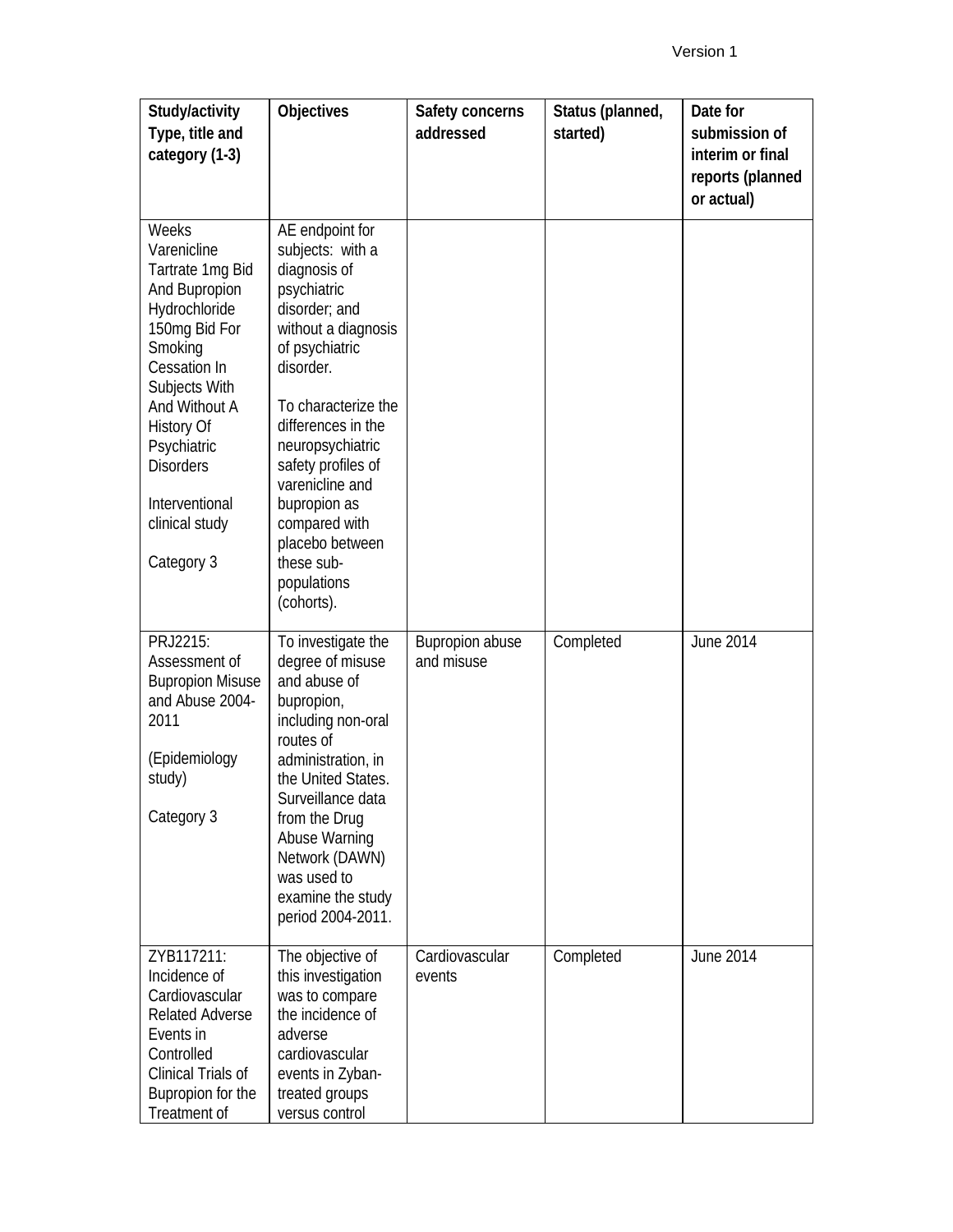| Study/activity Type, title and category (1-3) | Objectives | Safety concerns addressed | Status (planned, started) | Date for submission of interim or final reports (planned or actual) |
|---|---|---|---|---|
| Weeks Varenicline Tartrate 1mg Bid And Bupropion Hydrochloride 150mg Bid For Smoking Cessation In Subjects With And Without A History Of Psychiatric Disorders<br><br>Interventional clinical study<br><br>Category 3 | AE endpoint for subjects: with a diagnosis of psychiatric disorder; and without a diagnosis of psychiatric disorder.<br><br>To characterize the differences in the neuropsychiatric safety profiles of varenicline and bupropion as compared with placebo between these sub-populations (cohorts). | | | |
| PRJ2215: Assessment of Bupropion Misuse and Abuse 2004-2011<br><br>(Epidemiology study)<br><br>Category 3 | To investigate the degree of misuse and abuse of bupropion, including non-oral routes of administration, in the United States. Surveillance data from the Drug Abuse Warning Network (DAWN) was used to examine the study period 2004-2011. | Bupropion abuse and misuse | Completed | June 2014 |
| ZYB117211: Incidence of Cardiovascular Related Adverse Events in Controlled Clinical Trials of Bupropion for the Treatment of | The objective of this investigation was to compare the incidence of adverse cardiovascular events in Zyban-treated groups versus control | Cardiovascular events | Completed | June 2014 |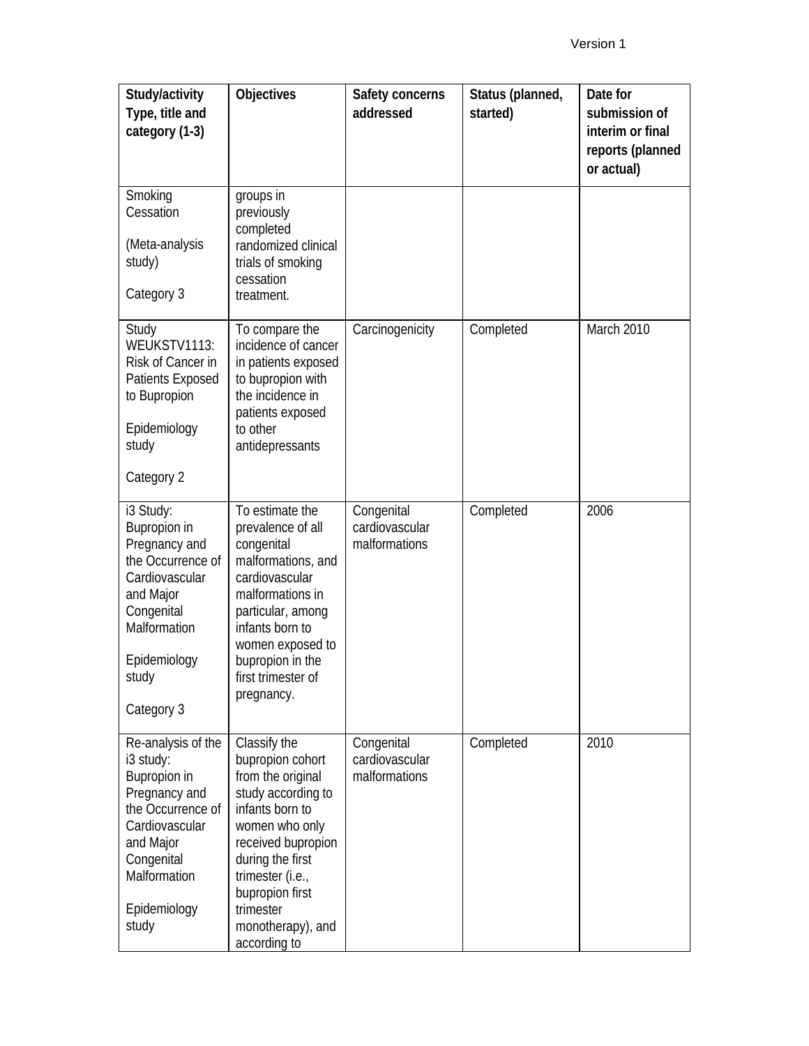| Study/activity Type, title and category (1-3) | Objectives | Safety concerns addressed | Status (planned, started) | Date for submission of interim or final reports (planned or actual) |
| --- | --- | --- | --- | --- |
| Smoking Cessation<br><br>(Meta-analysis study)<br><br>Category 3 | groups in previously completed randomized clinical trials of smoking cessation treatment. | | | |
| Study WEUKSTV1113: Risk of Cancer in Patients Exposed to Bupropion<br><br>Epidemiology study<br><br>Category 2 | To compare the incidence of cancer in patients exposed to bupropion with the incidence in patients exposed to other antidepressants | Carcinogenicity | Completed | March 2010 |
| i3 Study: Bupropion in Pregnancy and the Occurrence of Cardiovascular and Major Congenital Malformation<br><br>Epidemiology study<br><br>Category 3 | To estimate the prevalence of all congenital malformations, and cardiovascular malformations in particular, among infants born to women exposed to bupropion in the first trimester of pregnancy. | Congenital cardiovascular malformations | Completed | 2006 |
| Re-analysis of the i3 study: Bupropion in Pregnancy and the Occurrence of Cardiovascular and Major Congenital Malformation<br><br>Epidemiology study | Classify the bupropion cohort from the original study according to infants born to women who only received bupropion during the first trimester (i.e., bupropion first trimester monotherapy), and according to | Congenital cardiovascular malformations | Completed | 2010 |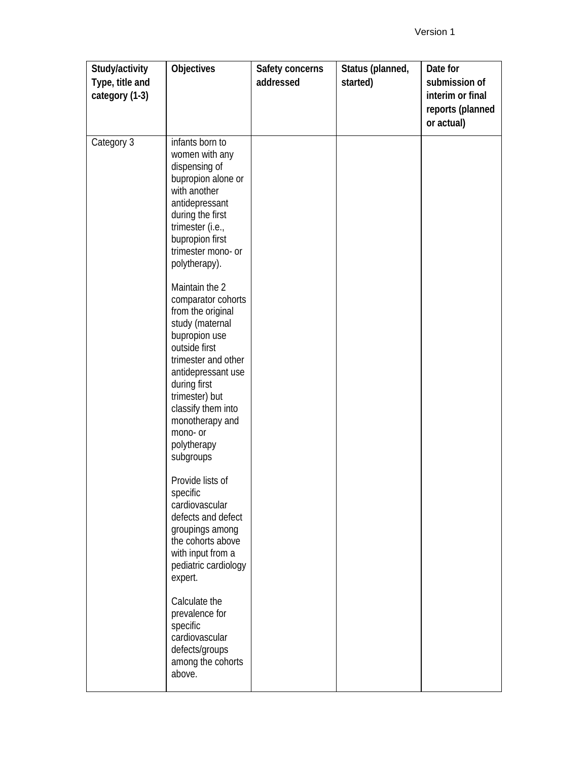| Study/activity Type, title and category (1-3) | Objectives | Safety concerns addressed | Status (planned, started) | Date for submission of interim or final reports (planned or actual) |
|---|---|---|---|---|
| Category 3 | infants born to women with any dispensing of bupropion alone or with another antidepressant during the first trimester (i.e., bupropion first trimester mono- or polytherapy).<br><br>Maintain the 2 comparator cohorts from the original study (maternal bupropion use outside first trimester and other antidepressant use during first trimester) but classify them into monotherapy and mono- or polytherapy subgroups<br><br>Provide lists of specific cardiovascular defects and defect groupings among the cohorts above with input from a pediatric cardiology expert.<br><br>Calculate the prevalence for specific cardiovascular defects/groups among the cohorts above. | | | |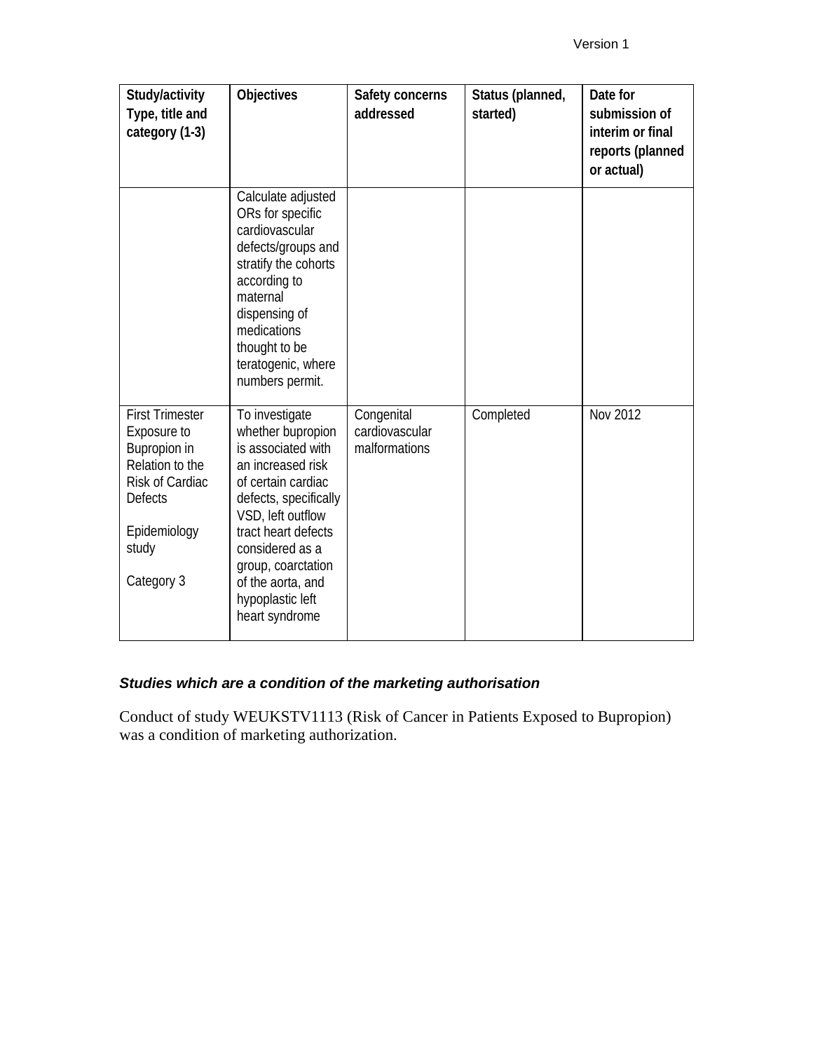| Study/activity Type, title and category (1-3) | Objectives | Safety concerns addressed | Status (planned, started) | Date for submission of interim or final reports (planned or actual) |
|---|---|---|---|---|
| | Calculate adjusted ORs for specific cardiovascular defects/groups and stratify the cohorts according to maternal dispensing of medications thought to be teratogenic, where numbers permit. | | | |
| First Trimester Exposure to Bupropion in Relation to the Risk of Cardiac Defects<br><br>Epidemiology study<br><br>Category 3 | To investigate whether bupropion is associated with an increased risk of certain cardiac defects, specifically VSD, left outflow tract heart defects considered as a group, coarctation of the aorta, and hypoplastic left heart syndrome | Congenital cardiovascular malformations | Completed | Nov 2012 |

***Studies which are a condition of the marketing authorisation***

Conduct of study WEUKSTV1113 (Risk of Cancer in Patients Exposed to Bupropion) was a condition of marketing authorization.